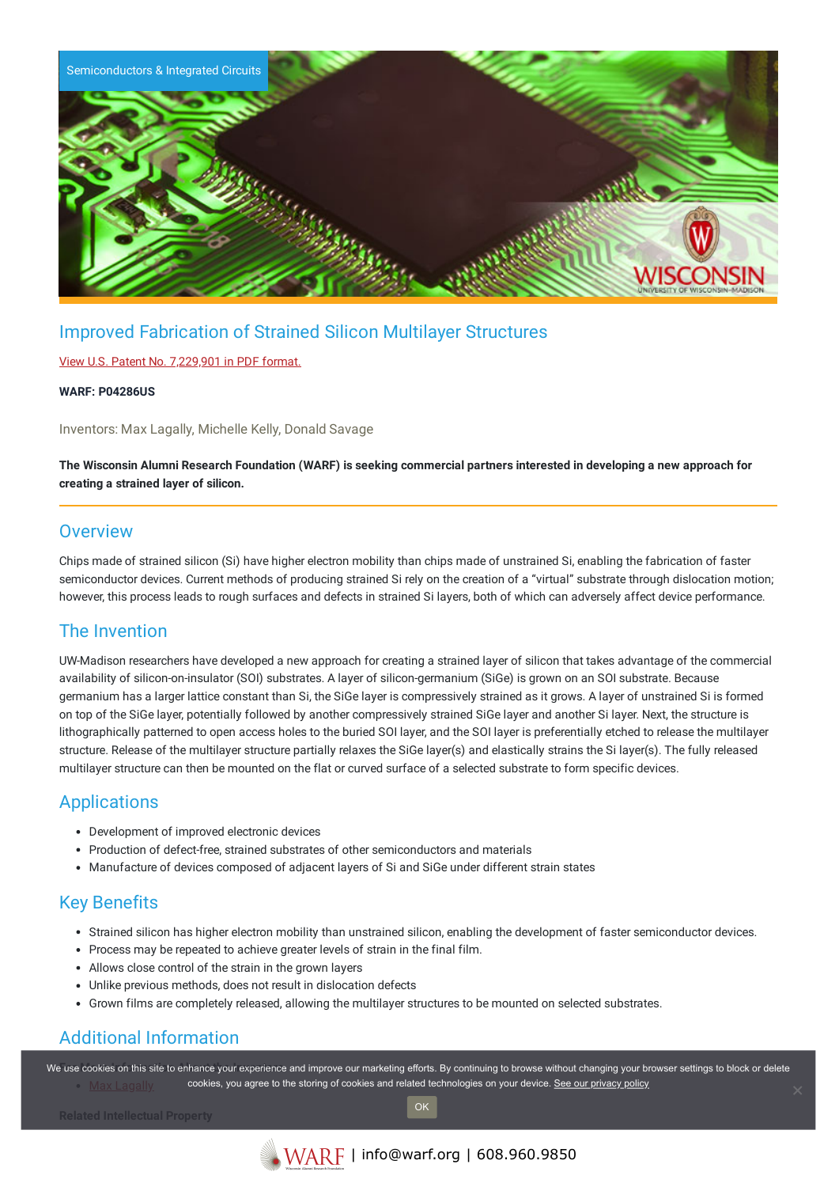Semiconductors & Integrated Circuits

# Improved Fabrication of Strained Silicon Multilayer Structures

View U.S. Patent No. 7,229,901 in PDF format.

**WARF: P04286US**

Inventors: Max Lagally, Michelle Kelly, Donald Savage

**The Wisconsin Alumni Research Foundation (WARF) is seeking commercial partners interested in developing a new approach for creating a strained layer of silicon.**

## Overview

Chips made of strained silicon (Si) have higher electron mobility than chips made of unstrained Si, enabling the fabrication of faster semiconductor devices. Current methods of producing strained Si rely on the creation of a "virtual" substrate through dislocation motion; however, this process leads to rough surfaces and defects in strained Si layers, both of which can adversely affect device performance.

## The Invention

UW-Madison researchers have developed a new approach for creating a strained layer of silicon that takes advantage of the commercial availability of silicon-on-insulator (SOI) substrates. A layer of silicon-germanium (SiGe) is grown on an SOI substrate. Because germanium has a larger lattice constant than Si, the SiGe layer is compressively strained as it grows. A layer of unstrained Si is formed on top of the SiGe layer, potentially followed by another compressively strained SiGe layer and another Si layer. Next, the structure is lithographically patterned to open access holes to the buried SOI layer, and the SOI layer is preferentially etched to release the multilayer structure. Release of the multilayer structure partially relaxes the SiGe layer(s) and elastically strains the Si layer(s). The fully released multilayer structure can then be mounted on the flat or curved surface of a selected substrate to form specific devices.

## Applications

- Development of improved electronic devices
- Production of defect-free, strained substrates of other semiconductors and materials
- Manufacture of devices composed of adjacent layers of Si and SiGe under different strain states

## Key Benefits

- Strained silicon has higher electron mobility than unstrained silicon, enabling the development of faster semiconductor devices.
- Process may be repeated to achieve greater levels of strain in the final film.
- Allows close control of the strain in the grown layers
- Unlike previous methods, does not result in dislocation defects
- Grown films are completely released, allowing the multilayer structures to be mounted on selected substrates.

## Additional Information

- Max Lagally

**Related Intellectual Property**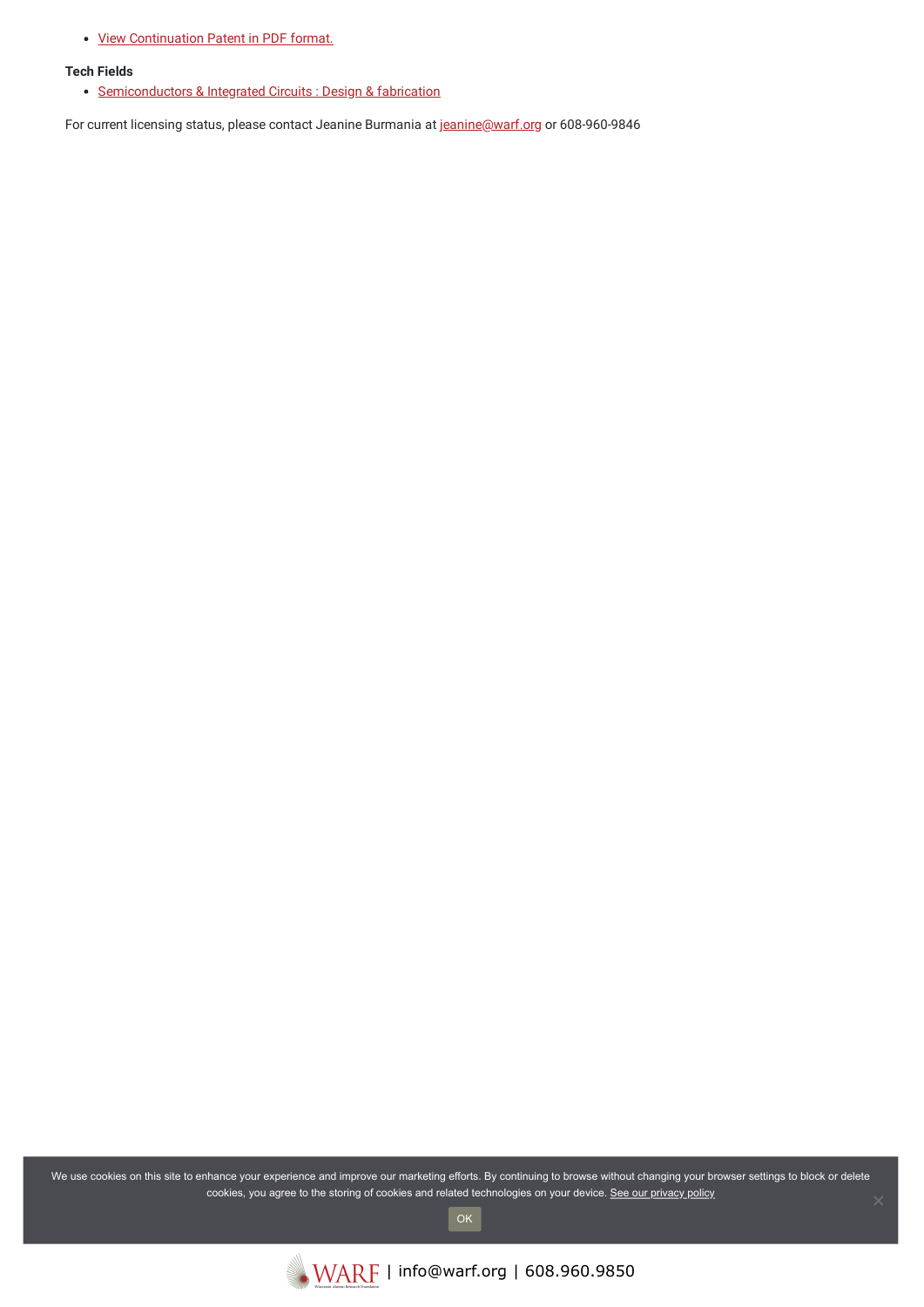- View Continuation Patent in PDF format.

**Tech Fields**

- Semiconductors & Integrated Circuits : Design & fabrication

For current licensing status, please contact Jeanine Burmania at jeanine@warf.org or 608-960-9846